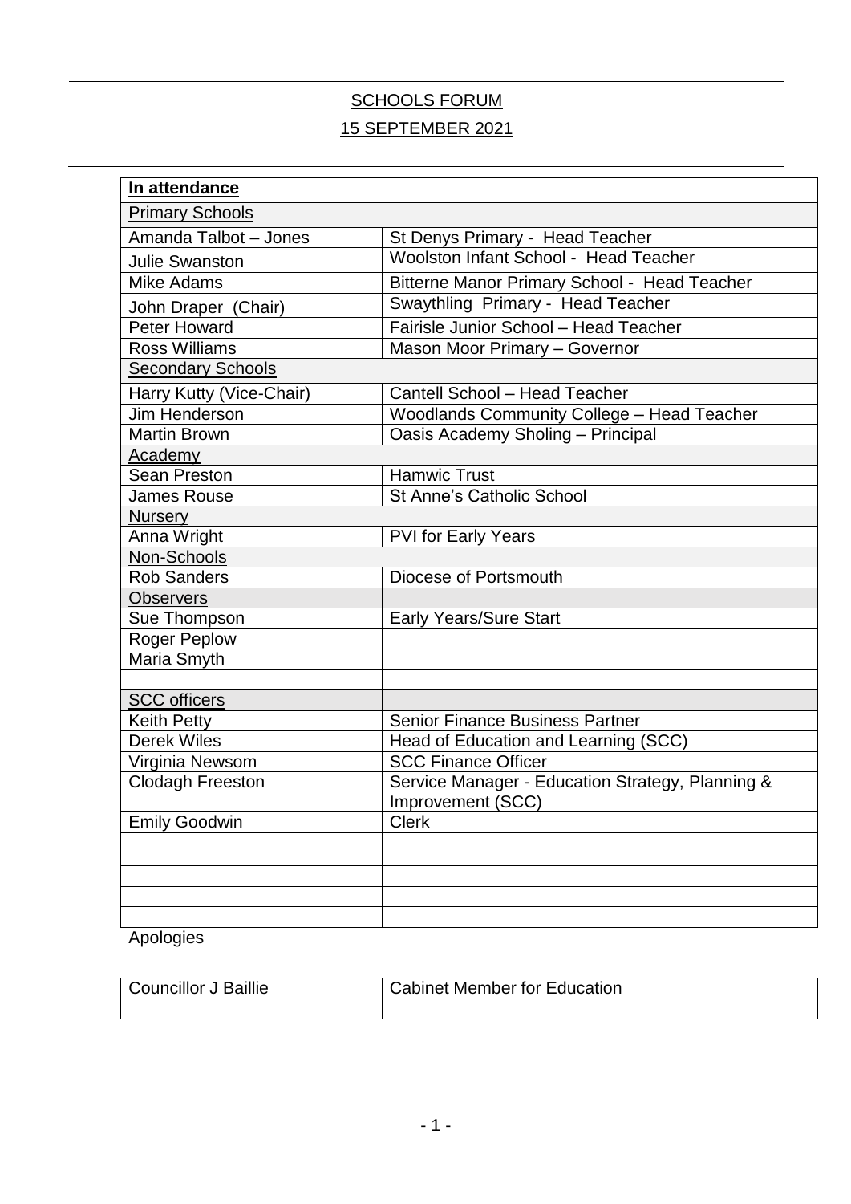# SCHOOLS FORUM

## 15 SEPTEMBER 2021

| **In attendance** | |
|---|---|
| Primary Schools | |
| Amanda Talbot – Jones | St Denys Primary - Head Teacher |
| Julie Swanston | Woolston Infant School - Head Teacher |
| Mike Adams | Bitterne Manor Primary School - Head Teacher |
| John Draper (Chair) | Swaythling Primary - Head Teacher |
| Peter Howard | Fairisle Junior School – Head Teacher |
| Ross Williams | Mason Moor Primary – Governor |
| Secondary Schools | |
| Harry Kutty (Vice-Chair) | Cantell School – Head Teacher |
| Jim Henderson | Woodlands Community College – Head Teacher |
| Martin Brown | Oasis Academy Sholing – Principal |
| Academy | |
| Sean Preston | Hamwic Trust |
| James Rouse | St Anne's Catholic School |
| Nursery | |
| Anna Wright | PVI for Early Years |
| Non-Schools | |
| Rob Sanders | Diocese of Portsmouth |
| Observers | |
| Sue Thompson | Early Years/Sure Start |
| Roger Peplow | |
| Maria Smyth | |
| | |
| SCC officers | |
| Keith Petty | Senior Finance Business Partner |
| Derek Wiles | Head of Education and Learning (SCC) |
| Virginia Newsom | SCC Finance Officer |
| Clodagh Freeston | Service Manager - Education Strategy, Planning & Improvement (SCC) |
| Emily Goodwin | Clerk |
| | |
| | |
| | |
| | |

Apologies

| Councillor J Baillie | Cabinet Member for Education |
|---|---|
| | |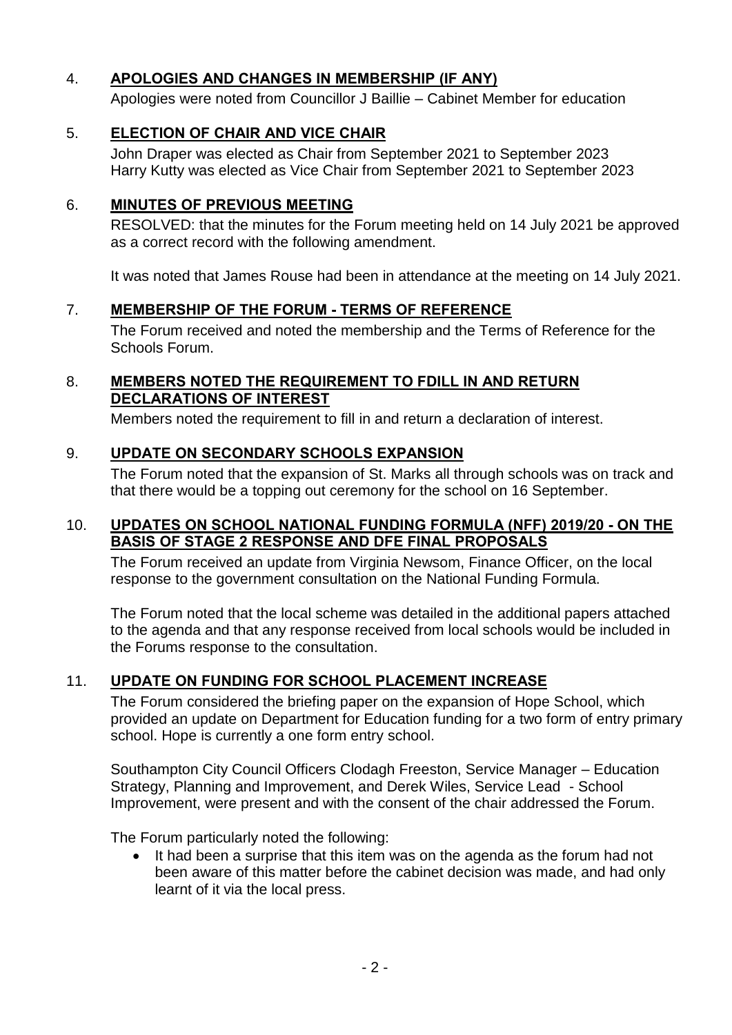## 4. APOLOGIES AND CHANGES IN MEMBERSHIP (IF ANY)

Apologies were noted from Councillor J Baillie – Cabinet Member for education

## 5. ELECTION OF CHAIR AND VICE CHAIR

John Draper was elected as Chair from September 2021 to September 2023
Harry Kutty was elected as Vice Chair from September 2021 to September 2023

## 6. MINUTES OF PREVIOUS MEETING

RESOLVED: that the minutes for the Forum meeting held on 14 July 2021 be approved as a correct record with the following amendment.

It was noted that James Rouse had been in attendance at the meeting on 14 July 2021.

## 7. MEMBERSHIP OF THE FORUM - TERMS OF REFERENCE

The Forum received and noted the membership and the Terms of Reference for the Schools Forum.

## 8. MEMBERS NOTED THE REQUIREMENT TO FDILL IN AND RETURN DECLARATIONS OF INTEREST

Members noted the requirement to fill in and return a declaration of interest.

## 9. UPDATE ON SECONDARY SCHOOLS EXPANSION

The Forum noted that the expansion of St. Marks all through schools was on track and that there would be a topping out ceremony for the school on 16 September.

## 10. UPDATES ON SCHOOL NATIONAL FUNDING FORMULA (NFF) 2019/20 - ON THE BASIS OF STAGE 2 RESPONSE AND DFE FINAL PROPOSALS

The Forum received an update from Virginia Newsom, Finance Officer, on the local response to the government consultation on the National Funding Formula.

The Forum noted that the local scheme was detailed in the additional papers attached to the agenda and that any response received from local schools would be included in the Forums response to the consultation.

## 11. UPDATE ON FUNDING FOR SCHOOL PLACEMENT INCREASE

The Forum considered the briefing paper on the expansion of Hope School, which provided an update on Department for Education funding for a two form of entry primary school. Hope is currently a one form entry school.

Southampton City Council Officers Clodagh Freeston, Service Manager – Education Strategy, Planning and Improvement, and Derek Wiles, Service Lead - School Improvement, were present and with the consent of the chair addressed the Forum.

The Forum particularly noted the following:

- It had been a surprise that this item was on the agenda as the forum had not been aware of this matter before the cabinet decision was made, and had only learnt of it via the local press.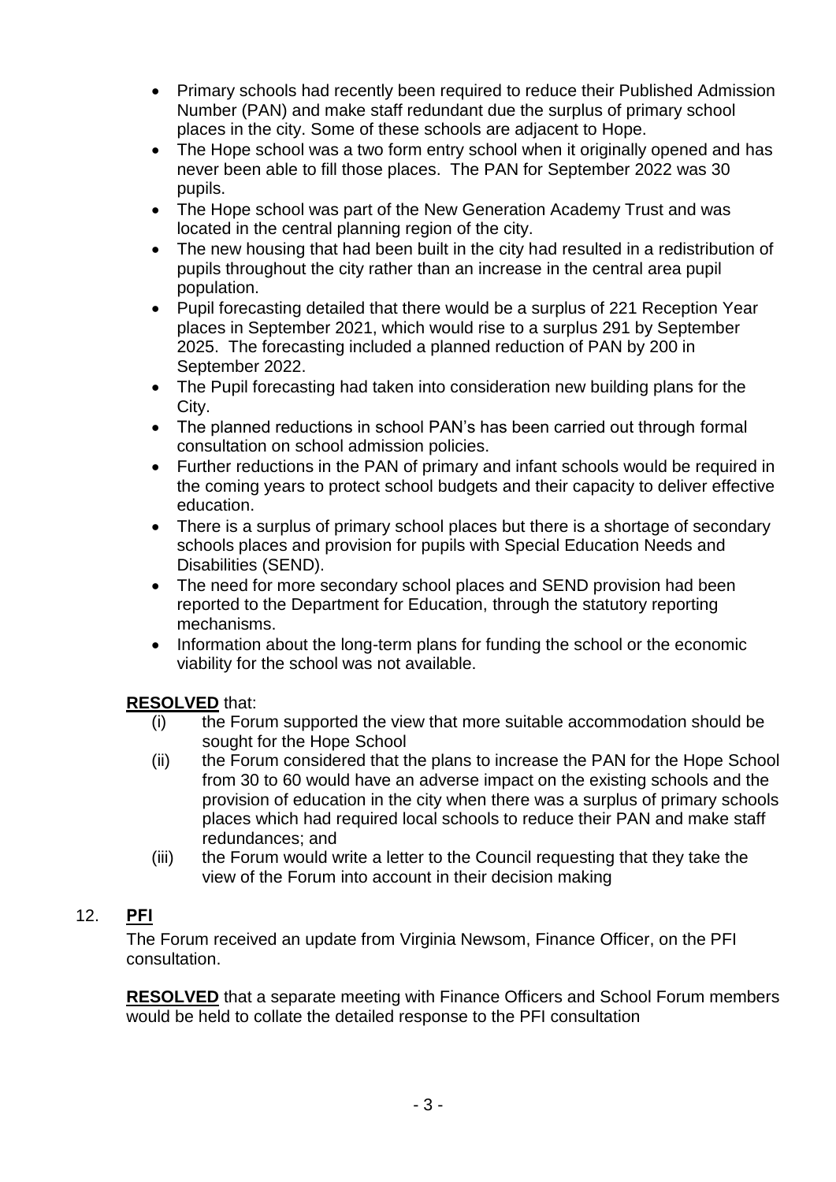- Primary schools had recently been required to reduce their Published Admission Number (PAN) and make staff redundant due the surplus of primary school places in the city. Some of these schools are adjacent to Hope.
- The Hope school was a two form entry school when it originally opened and has never been able to fill those places. The PAN for September 2022 was 30 pupils.
- The Hope school was part of the New Generation Academy Trust and was located in the central planning region of the city.
- The new housing that had been built in the city had resulted in a redistribution of pupils throughout the city rather than an increase in the central area pupil population.
- Pupil forecasting detailed that there would be a surplus of 221 Reception Year places in September 2021, which would rise to a surplus 291 by September 2025. The forecasting included a planned reduction of PAN by 200 in September 2022.
- The Pupil forecasting had taken into consideration new building plans for the City.
- The planned reductions in school PAN's has been carried out through formal consultation on school admission policies.
- Further reductions in the PAN of primary and infant schools would be required in the coming years to protect school budgets and their capacity to deliver effective education.
- There is a surplus of primary school places but there is a shortage of secondary schools places and provision for pupils with Special Education Needs and Disabilities (SEND).
- The need for more secondary school places and SEND provision had been reported to the Department for Education, through the statutory reporting mechanisms.
- Information about the long-term plans for funding the school or the economic viability for the school was not available.

**RESOLVED** that:

(i) the Forum supported the view that more suitable accommodation should be sought for the Hope School

(ii) the Forum considered that the plans to increase the PAN for the Hope School from 30 to 60 would have an adverse impact on the existing schools and the provision of education in the city when there was a surplus of primary schools places which had required local schools to reduce their PAN and make staff redundances; and

(iii) the Forum would write a letter to the Council requesting that they take the view of the Forum into account in their decision making

## 12. PFI

The Forum received an update from Virginia Newsom, Finance Officer, on the PFI consultation.

**RESOLVED** that a separate meeting with Finance Officers and School Forum members would be held to collate the detailed response to the PFI consultation